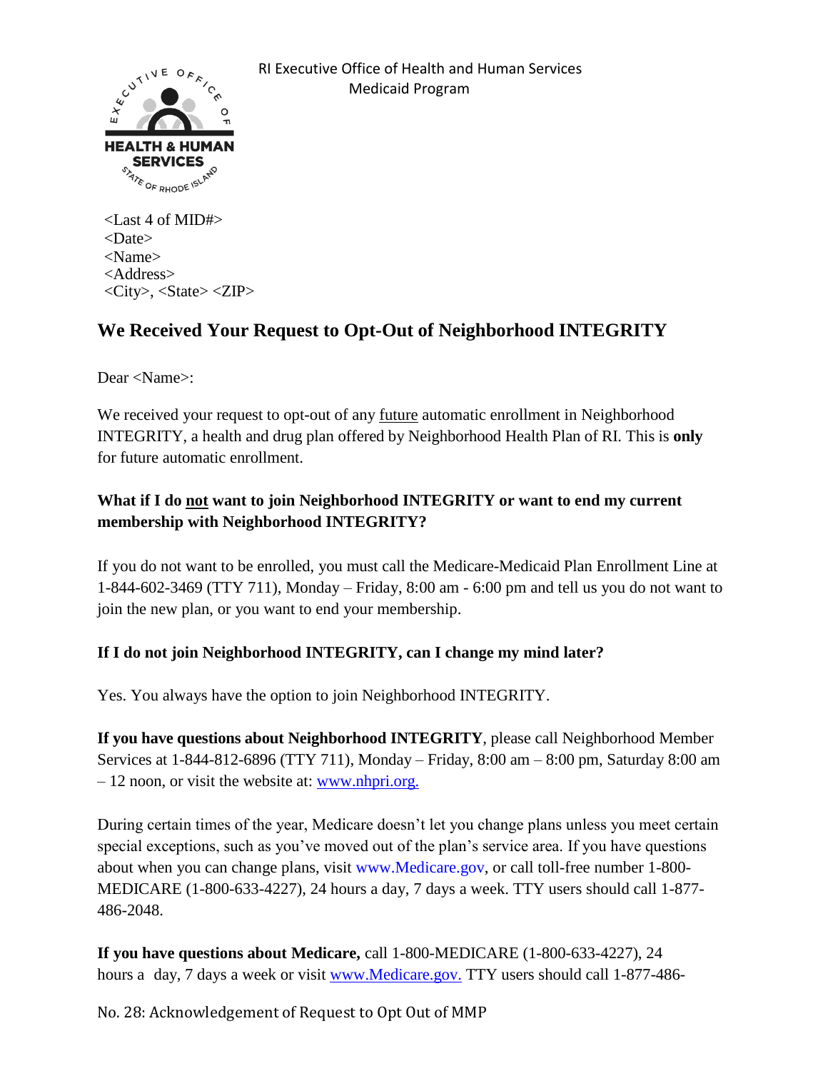RI Executive Office of Health and Human Services
Medicaid Program

<Last 4 of MID#>
<Date>
<Name>
<Address>
<City>, <State> <ZIP>

# We Received Your Request to Opt-Out of Neighborhood INTEGRITY

Dear <Name>:

We received your request to opt-out of any future automatic enrollment in Neighborhood INTEGRITY, a health and drug plan offered by Neighborhood Health Plan of RI. This is **only** for future automatic enrollment.

### What if I do not want to join Neighborhood INTEGRITY or want to end my current membership with Neighborhood INTEGRITY?

If you do not want to be enrolled, you must call the Medicare-Medicaid Plan Enrollment Line at 1-844-602-3469 (TTY 711), Monday – Friday, 8:00 am - 6:00 pm and tell us you do not want to join the new plan, or you want to end your membership.

### If I do not join Neighborhood INTEGRITY, can I change my mind later?

Yes. You always have the option to join Neighborhood INTEGRITY.

**If you have questions about Neighborhood INTEGRITY**, please call Neighborhood Member Services at 1-844-812-6896 (TTY 711), Monday – Friday, 8:00 am – 8:00 pm, Saturday 8:00 am – 12 noon, or visit the website at: www.nhpri.org.

During certain times of the year, Medicare doesn't let you change plans unless you meet certain special exceptions, such as you've moved out of the plan's service area. If you have questions about when you can change plans, visit www.Medicare.gov, or call toll-free number 1-800-MEDICARE (1-800-633-4227), 24 hours a day, 7 days a week. TTY users should call 1-877-486-2048.

**If you have questions about Medicare,** call 1-800-MEDICARE (1-800-633-4227), 24 hours a day, 7 days a week or visit www.Medicare.gov. TTY users should call 1-877-486-

No. 28: Acknowledgement of Request to Opt Out of MMP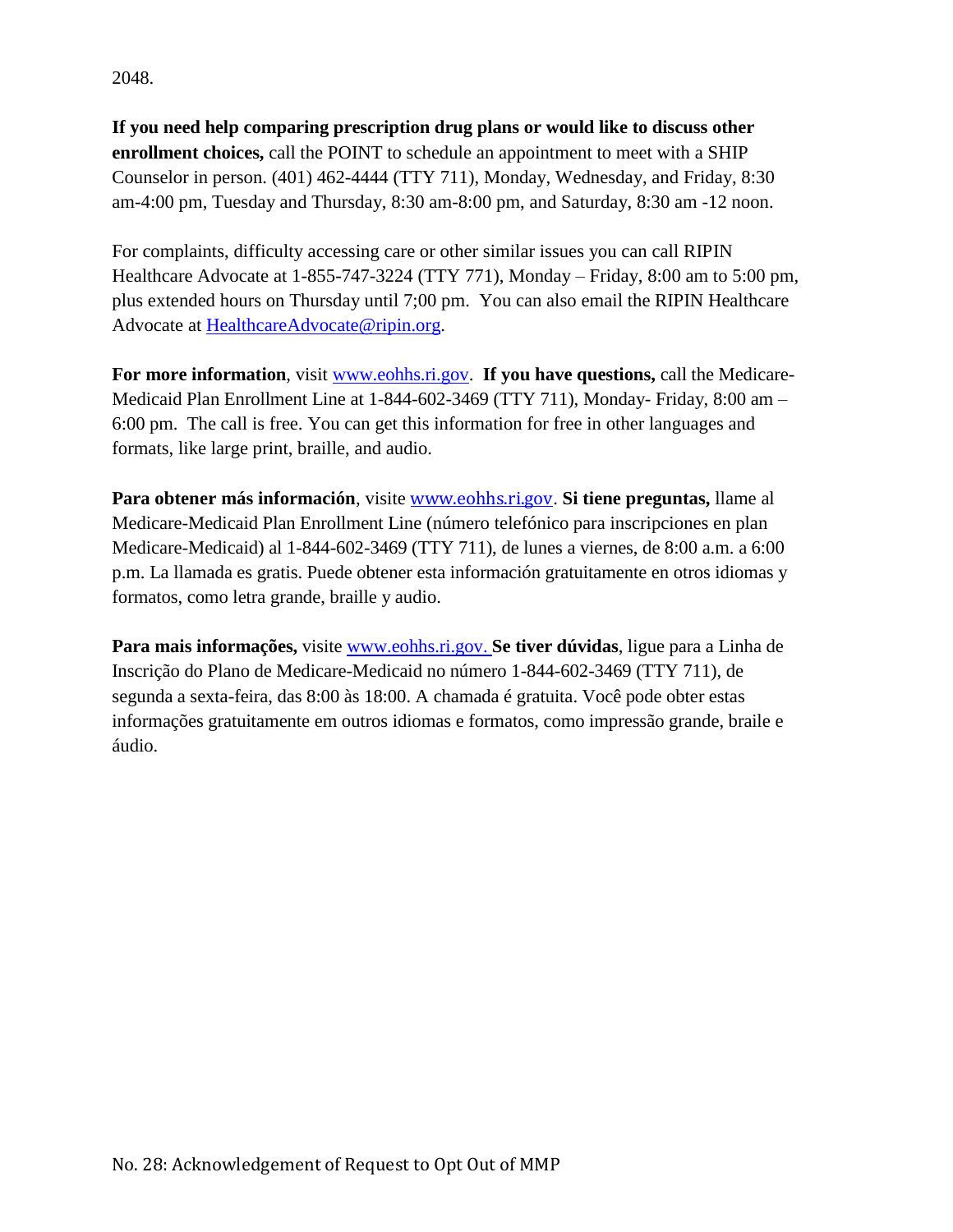2048.

**If you need help comparing prescription drug plans or would like to discuss other enrollment choices,** call the POINT to schedule an appointment to meet with a SHIP Counselor in person. (401) 462-4444 (TTY 711), Monday, Wednesday, and Friday, 8:30 am-4:00 pm, Tuesday and Thursday, 8:30 am-8:00 pm, and Saturday, 8:30 am -12 noon.

For complaints, difficulty accessing care or other similar issues you can call RIPIN Healthcare Advocate at 1-855-747-3224 (TTY 771), Monday – Friday, 8:00 am to 5:00 pm, plus extended hours on Thursday until 7;00 pm. You can also email the RIPIN Healthcare Advocate at HealthcareAdvocate@ripin.org.

**For more information**, visit www.eohhs.ri.gov. **If you have questions,** call the Medicare-Medicaid Plan Enrollment Line at 1-844-602-3469 (TTY 711), Monday- Friday, 8:00 am – 6:00 pm. The call is free. You can get this information for free in other languages and formats, like large print, braille, and audio.

**Para obtener más información**, visite www.eohhs.ri.gov. **Si tiene preguntas,** llame al Medicare-Medicaid Plan Enrollment Line (número telefónico para inscripciones en plan Medicare-Medicaid) al 1-844-602-3469 (TTY 711), de lunes a viernes, de 8:00 a.m. a 6:00 p.m. La llamada es gratis. Puede obtener esta información gratuitamente en otros idiomas y formatos, como letra grande, braille y audio.

**Para mais informações,** visite www.eohhs.ri.gov. **Se tiver dúvidas**, ligue para a Linha de Inscrição do Plano de Medicare-Medicaid no número 1-844-602-3469 (TTY 711), de segunda a sexta-feira, das 8:00 às 18:00. A chamada é gratuita. Você pode obter estas informações gratuitamente em outros idiomas e formatos, como impressão grande, braile e áudio.